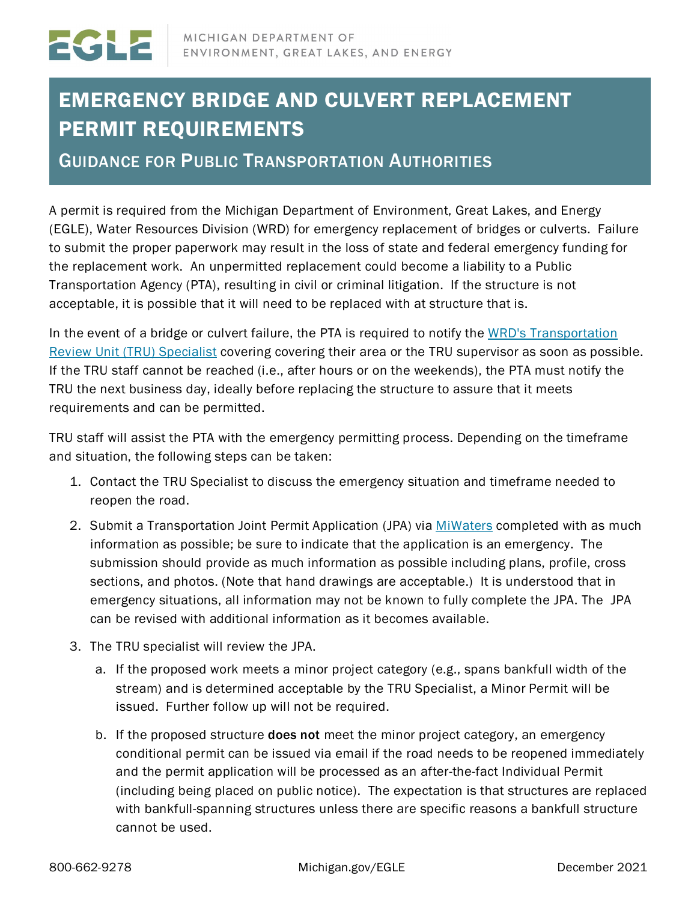MICHIGAN DEPARTMENT OF ENVIRONMENT, GREAT LAKES, AND ENERGY

# EMERGENCY BRIDGE AND CULVERT REPLACEMENT PERMIT REQUIREMENTS

## Guidance for Public Transportation Authorities

A permit is required from the Michigan Department of Environment, Great Lakes, and Energy (EGLE), Water Resources Division (WRD) for emergency replacement of bridges or culverts. Failure to submit the proper paperwork may result in the loss of state and federal emergency funding for the replacement work. An unpermitted replacement could become a liability to a Public Transportation Agency (PTA), resulting in civil or criminal litigation. If the structure is not acceptable, it is possible that it will need to be replaced with at structure that is.

In the event of a bridge or culvert failure, the PTA is required to notify the WRD's Transportation Review Unit (TRU) Specialist covering covering their area or the TRU supervisor as soon as possible. If the TRU staff cannot be reached (i.e., after hours or on the weekends), the PTA must notify the TRU the next business day, ideally before replacing the structure to assure that it meets requirements and can be permitted.

TRU staff will assist the PTA with the emergency permitting process. Depending on the timeframe and situation, the following steps can be taken:

1. Contact the TRU Specialist to discuss the emergency situation and timeframe needed to reopen the road.
2. Submit a Transportation Joint Permit Application (JPA) via MiWaters completed with as much information as possible; be sure to indicate that the application is an emergency. The submission should provide as much information as possible including plans, profile, cross sections, and photos. (Note that hand drawings are acceptable.) It is understood that in emergency situations, all information may not be known to fully complete the JPA. The JPA can be revised with additional information as it becomes available.
3. The TRU specialist will review the JPA.
   a. If the proposed work meets a minor project category (e.g., spans bankfull width of the stream) and is determined acceptable by the TRU Specialist, a Minor Permit will be issued. Further follow up will not be required.
   b. If the proposed structure **does not** meet the minor project category, an emergency conditional permit can be issued via email if the road needs to be reopened immediately and the permit application will be processed as an after-the-fact Individual Permit (including being placed on public notice). The expectation is that structures are replaced with bankfull-spanning structures unless there are specific reasons a bankfull structure cannot be used.

800-662-9278 | Michigan.gov/EGLE | December 2021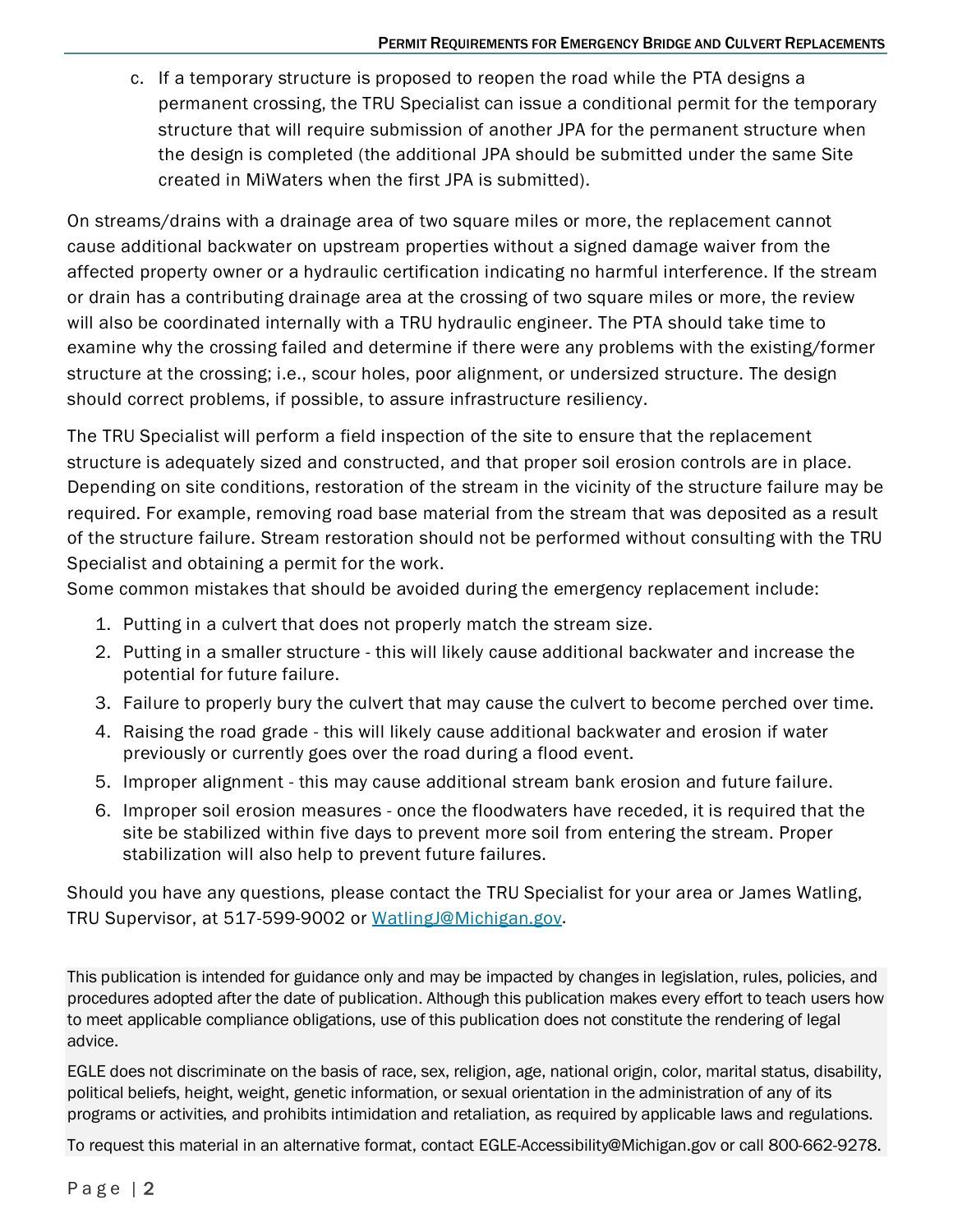c. If a temporary structure is proposed to reopen the road while the PTA designs a permanent crossing, the TRU Specialist can issue a conditional permit for the temporary structure that will require submission of another JPA for the permanent structure when the design is completed (the additional JPA should be submitted under the same Site created in MiWaters when the first JPA is submitted).

On streams/drains with a drainage area of two square miles or more, the replacement cannot cause additional backwater on upstream properties without a signed damage waiver from the affected property owner or a hydraulic certification indicating no harmful interference. If the stream or drain has a contributing drainage area at the crossing of two square miles or more, the review will also be coordinated internally with a TRU hydraulic engineer. The PTA should take time to examine why the crossing failed and determine if there were any problems with the existing/former structure at the crossing; i.e., scour holes, poor alignment, or undersized structure. The design should correct problems, if possible, to assure infrastructure resiliency.

The TRU Specialist will perform a field inspection of the site to ensure that the replacement structure is adequately sized and constructed, and that proper soil erosion controls are in place. Depending on site conditions, restoration of the stream in the vicinity of the structure failure may be required. For example, removing road base material from the stream that was deposited as a result of the structure failure. Stream restoration should not be performed without consulting with the TRU Specialist and obtaining a permit for the work.

Some common mistakes that should be avoided during the emergency replacement include:

1. Putting in a culvert that does not properly match the stream size.
2. Putting in a smaller structure - this will likely cause additional backwater and increase the potential for future failure.
3. Failure to properly bury the culvert that may cause the culvert to become perched over time.
4. Raising the road grade - this will likely cause additional backwater and erosion if water previously or currently goes over the road during a flood event.
5. Improper alignment - this may cause additional stream bank erosion and future failure.
6. Improper soil erosion measures - once the floodwaters have receded, it is required that the site be stabilized within five days to prevent more soil from entering the stream. Proper stabilization will also help to prevent future failures.

Should you have any questions, please contact the TRU Specialist for your area or James Watling, TRU Supervisor, at 517-599-9002 or WatlingJ@Michigan.gov.

This publication is intended for guidance only and may be impacted by changes in legislation, rules, policies, and procedures adopted after the date of publication. Although this publication makes every effort to teach users how to meet applicable compliance obligations, use of this publication does not constitute the rendering of legal advice.

EGLE does not discriminate on the basis of race, sex, religion, age, national origin, color, marital status, disability, political beliefs, height, weight, genetic information, or sexual orientation in the administration of any of its programs or activities, and prohibits intimidation and retaliation, as required by applicable laws and regulations.

To request this material in an alternative format, contact EGLE-Accessibility@Michigan.gov or call 800-662-9278.